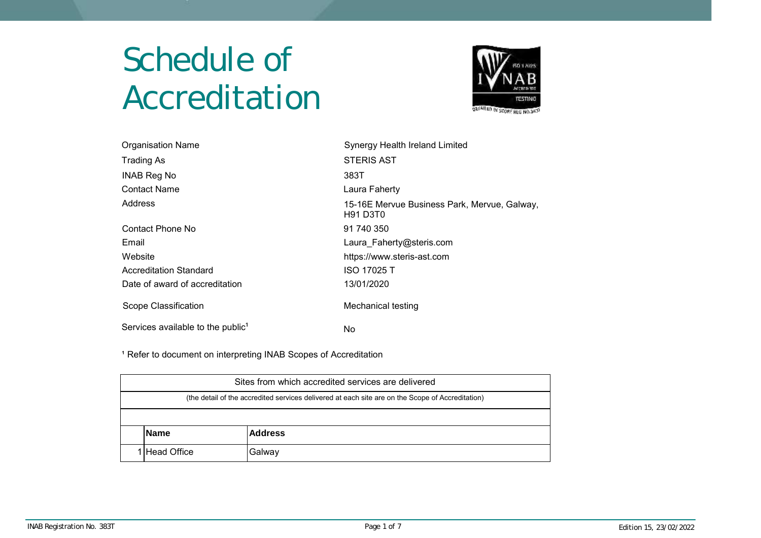# Schedule of Accreditation

| | |
|---|---|
| Organisation Name | Synergy Health Ireland Limited |
| Trading As | STERIS AST |
| INAB Reg No | 383T |
| Contact Name | Laura Faherty |
| Address | 15-16E Mervue Business Park, Mervue, Galway, H91 D3T0 |
| Contact Phone No | 91 740 350 |
| Email | Laura_Faherty@steris.com |
| Website | https://www.steris-ast.com |
| Accreditation Standard | ISO 17025 T |
| Date of award of accreditation | 13/01/2020 |
| Scope Classification | Mechanical testing |
| Services available to the public[1] | No |

[1] Refer to document on interpreting INAB Scopes of Accreditation

**Sites from which accredited services are delivered**

(the detail of the accredited services delivered at each site are on the Scope of Accreditation)

| | Name | Address |
|---|---|---|
| 1 | Head Office | Galway |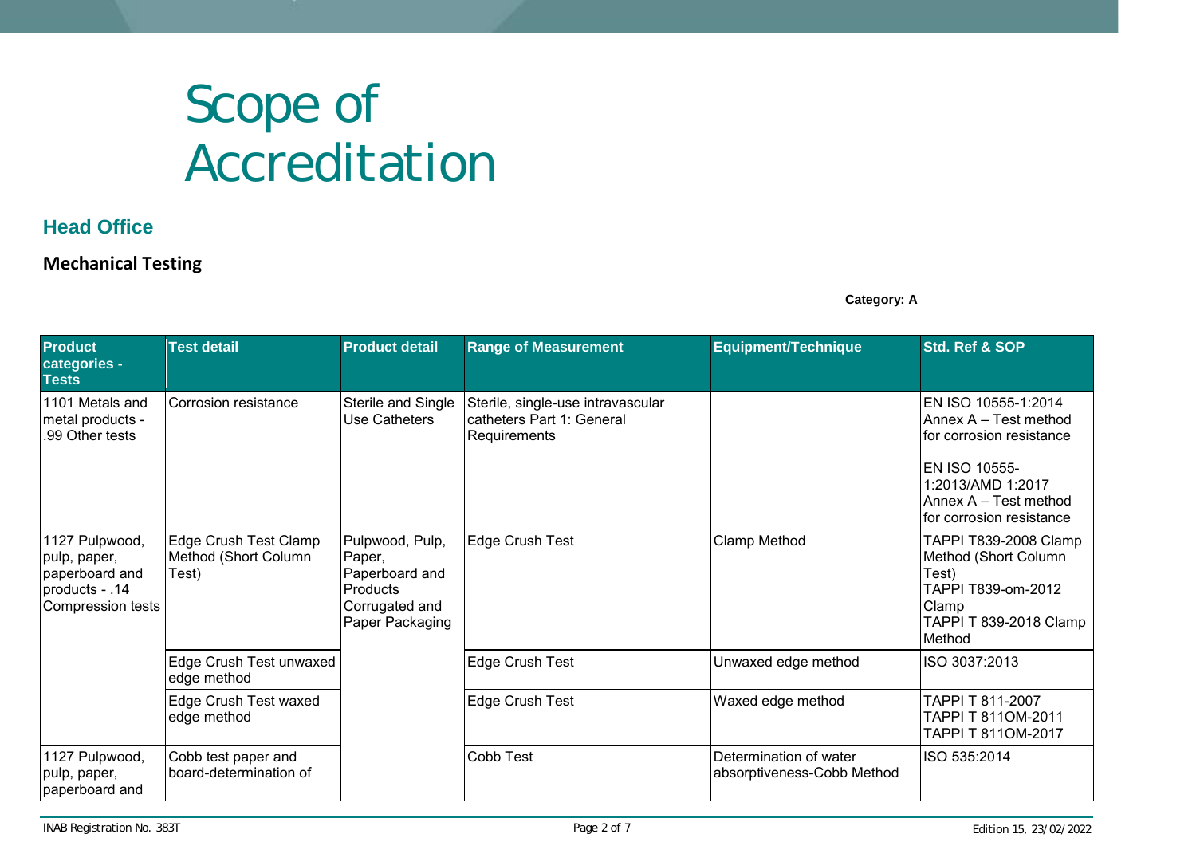# Scope of Accreditation

## Head Office

### Mechanical Testing

**Category: A**

| Product categories - Tests | Test detail | Product detail | Range of Measurement | Equipment/Technique | Std. Ref & SOP |
|---|---|---|---|---|---|
| 1101 Metals and metal products - .99 Other tests | Corrosion resistance | Sterile and Single Use Catheters | Sterile, single-use intravascular catheters Part 1: General Requirements | | EN ISO 10555-1:2014 Annex A – Test method for corrosion resistance<br><br>EN ISO 10555-1:2013/AMD 1:2017 Annex A – Test method for corrosion resistance |
| 1127 Pulpwood, pulp, paper, paperboard and products - .14 Compression tests | Edge Crush Test Clamp Method (Short Column Test) | Pulpwood, Pulp, Paper, Paperboard and Products Corrugated and Paper Packaging | Edge Crush Test | Clamp Method | TAPPI T839-2008 Clamp Method (Short Column Test)<br>TAPPI T839-om-2012 Clamp<br>TAPPI T 839-2018 Clamp Method |
| | Edge Crush Test unwaxed edge method | | Edge Crush Test | Unwaxed edge method | ISO 3037:2013 |
| | Edge Crush Test waxed edge method | | Edge Crush Test | Waxed edge method | TAPPI T 811-2007<br>TAPPI T 811OM-2011<br>TAPPI T 811OM-2017 |
| 1127 Pulpwood, pulp, paper, paperboard and | Cobb test paper and board-determination of | | Cobb Test | Determination of water absorptiveness-Cobb Method | ISO 535:2014 |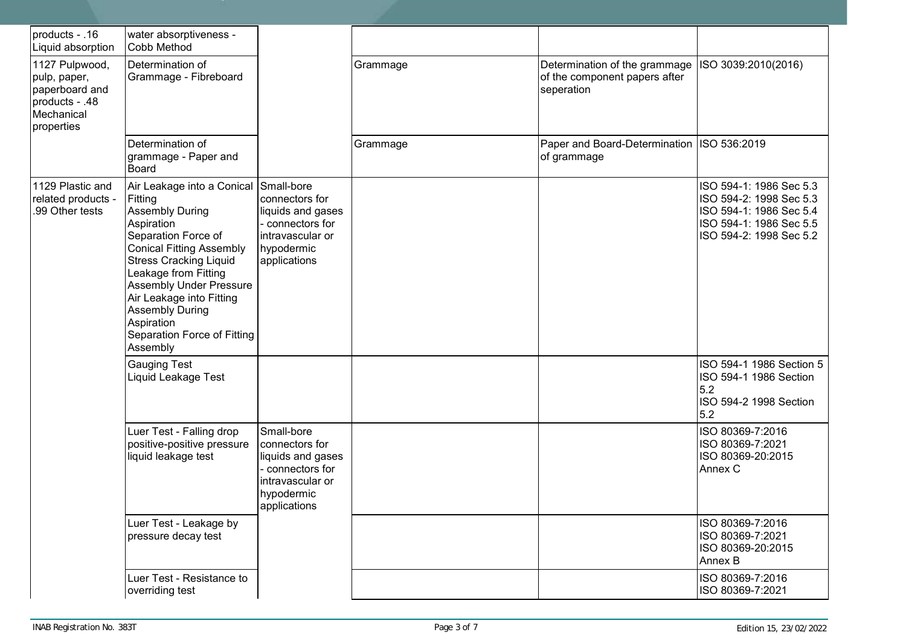| | | | | | |
|---|---|---|---|---|---|
| products - .16 Liquid absorption | water absorptiveness - Cobb Method | | | | |
| 1127 Pulpwood, pulp, paper, paperboard and products - .48 Mechanical properties | Determination of Grammage - Fibreboard | | Grammage | Determination of the grammage of the component papers after seperation | ISO 3039:2010(2016) |
| | Determination of grammage - Paper and Board | | Grammage | Paper and Board-Determination of grammage | ISO 536:2019 |
| 1129 Plastic and related products - .99 Other tests | Air Leakage into a Conical Fitting Assembly During Aspiration<br>Separation Force of Conical Fitting Assembly<br>Stress Cracking Liquid Leakage from Fitting Assembly Under Pressure<br>Air Leakage into Fitting Assembly During Aspiration<br>Separation Force of Fitting Assembly | Small-bore connectors for liquids and gases - connectors for intravascular or hypodermic applications | | | ISO 594-1: 1986 Sec 5.3<br>ISO 594-2: 1998 Sec 5.3<br>ISO 594-1: 1986 Sec 5.4<br>ISO 594-1: 1986 Sec 5.5<br>ISO 594-2: 1998 Sec 5.2 |
| | Gauging Test<br>Liquid Leakage Test | | | | ISO 594-1 1986 Section 5<br>ISO 594-1 1986 Section 5.2<br>ISO 594-2 1998 Section 5.2 |
| | Luer Test - Falling drop positive-positive pressure liquid leakage test | Small-bore connectors for liquids and gases - connectors for intravascular or hypodermic applications | | | ISO 80369-7:2016<br>ISO 80369-7:2021<br>ISO 80369-20:2015 Annex C |
| | Luer Test - Leakage by pressure decay test | | | | ISO 80369-7:2016<br>ISO 80369-7:2021<br>ISO 80369-20:2015 Annex B |
| | Luer Test - Resistance to overriding test | | | | ISO 80369-7:2016<br>ISO 80369-7:2021 |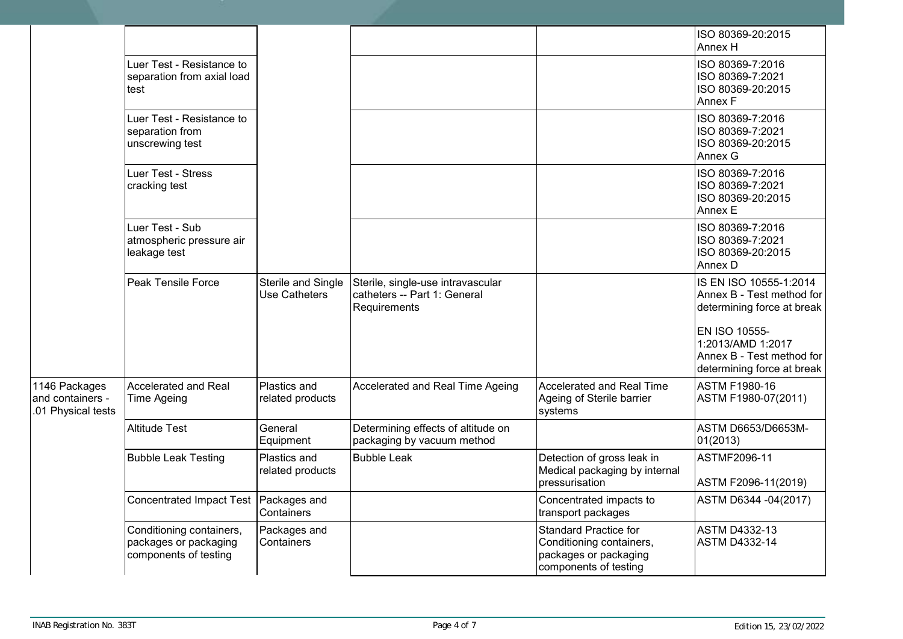| | | | | | |
|---|---|---|---|---|---|
| | | | | | ISO 80369-20:2015 Annex H |
| | Luer Test - Resistance to separation from axial load test | | | | ISO 80369-7:2016<br>ISO 80369-7:2021<br>ISO 80369-20:2015 Annex F |
| | Luer Test - Resistance to separation from unscrewing test | | | | ISO 80369-7:2016<br>ISO 80369-7:2021<br>ISO 80369-20:2015 Annex G |
| | Luer Test - Stress cracking test | | | | ISO 80369-7:2016<br>ISO 80369-7:2021<br>ISO 80369-20:2015 Annex E |
| | Luer Test - Sub atmospheric pressure air leakage test | | | | ISO 80369-7:2016<br>ISO 80369-7:2021<br>ISO 80369-20:2015 Annex D |
| | Peak Tensile Force | Sterile and Single Use Catheters | Sterile, single-use intravascular catheters -- Part 1: General Requirements | | IS EN ISO 10555-1:2014 Annex B - Test method for determining force at break<br><br>EN ISO 10555-1:2013/AMD 1:2017 Annex B - Test method for determining force at break |
| 1146 Packages and containers - .01 Physical tests | Accelerated and Real Time Ageing | Plastics and related products | Accelerated and Real Time Ageing | Accelerated and Real Time Ageing of Sterile barrier systems | ASTM F1980-16<br>ASTM F1980-07(2011) |
| | Altitude Test | General Equipment | Determining effects of altitude on packaging by vacuum method | | ASTM D6653/D6653M-01(2013) |
| | Bubble Leak Testing | Plastics and related products | Bubble Leak | Detection of gross leak in Medical packaging by internal pressurisation | ASTMF2096-11<br><br>ASTM F2096-11(2019) |
| | Concentrated Impact Test | Packages and Containers | | Concentrated impacts to transport packages | ASTM D6344 -04(2017) |
| | Conditioning containers, packages or packaging components of testing | Packages and Containers | | Standard Practice for Conditioning containers, packages or packaging components of testing | ASTM D4332-13<br>ASTM D4332-14 |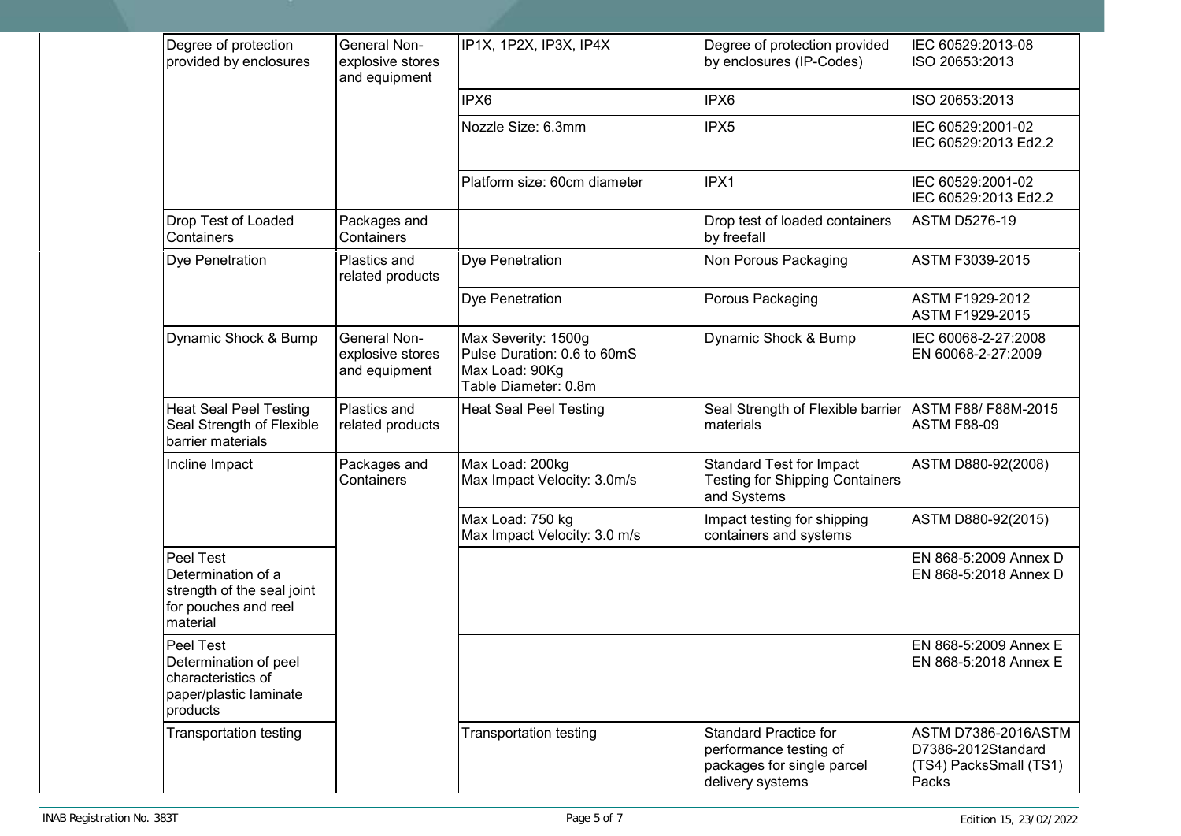| | | | | |
|---|---|---|---|---|
| Degree of protection provided by enclosures | General Non-explosive stores and equipment | IP1X, 1P2X, IP3X, IP4X | Degree of protection provided by enclosures (IP-Codes) | IEC 60529:2013-08<br>ISO 20653:2013 |
| | | IPX6 | IPX6 | ISO 20653:2013 |
| | | Nozzle Size: 6.3mm | IPX5 | IEC 60529:2001-02<br>IEC 60529:2013 Ed2.2 |
| | | Platform size: 60cm diameter | IPX1 | IEC 60529:2001-02<br>IEC 60529:2013 Ed2.2 |
| Drop Test of Loaded Containers | Packages and Containers | | Drop test of loaded containers by freefall | ASTM D5276-19 |
| Dye Penetration | Plastics and related products | Dye Penetration | Non Porous Packaging | ASTM F3039-2015 |
| | | Dye Penetration | Porous Packaging | ASTM F1929-2012<br>ASTM F1929-2015 |
| Dynamic Shock & Bump | General Non-explosive stores and equipment | Max Severity: 1500g<br>Pulse Duration: 0.6 to 60mS<br>Max Load: 90Kg<br>Table Diameter: 0.8m | Dynamic Shock & Bump | IEC 60068-2-27:2008<br>EN 60068-2-27:2009 |
| Heat Seal Peel Testing Seal Strength of Flexible barrier materials | Plastics and related products | Heat Seal Peel Testing | Seal Strength of Flexible barrier materials | ASTM F88/ F88M-2015<br>ASTM F88-09 |
| Incline Impact | Packages and Containers | Max Load: 200kg<br>Max Impact Velocity: 3.0m/s | Standard Test for Impact Testing for Shipping Containers and Systems | ASTM D880-92(2008) |
| | | Max Load: 750 kg<br>Max Impact Velocity: 3.0 m/s | Impact testing for shipping containers and systems | ASTM D880-92(2015) |
| Peel Test<br>Determination of a strength of the seal joint for pouches and reel material | | | | EN 868-5:2009 Annex D<br>EN 868-5:2018 Annex D |
| Peel Test<br>Determination of peel characteristics of paper/plastic laminate products | | | | EN 868-5:2009 Annex E<br>EN 868-5:2018 Annex E |
| Transportation testing | | Transportation testing | Standard Practice for performance testing of packages for single parcel delivery systems | ASTM D7386-2016ASTM D7386-2012Standard (TS4) PacksSmall (TS1) Packs |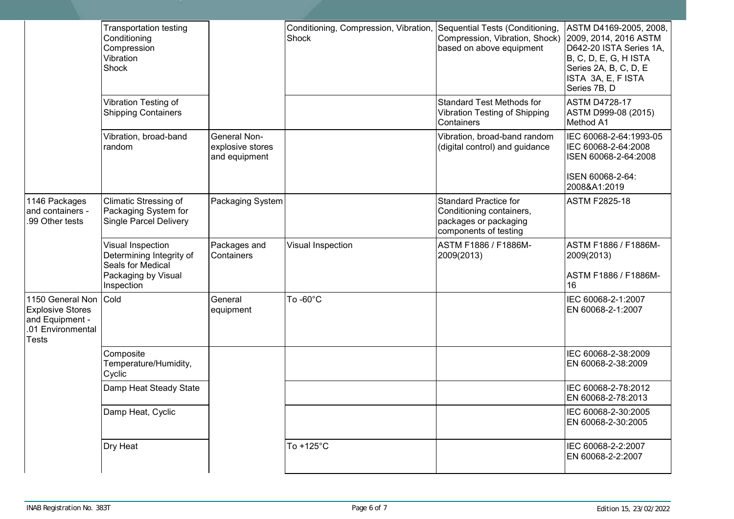| | | | | | |
|---|---|---|---|---|---|
| | Transportation testing Conditioning Compression Vibration Shock | | Conditioning, Compression, Vibration, Shock | Sequential Tests (Conditioning, Compression, Vibration, Shock) based on above equipment | ASTM D4169-2005, 2008, 2009, 2014, 2016 ASTM D642-20 ISTA Series 1A, B, C, D, E, G, H ISTA Series 2A, B, C, D, E ISTA 3A, E, F ISTA Series 7B, D |
| | Vibration Testing of Shipping Containers | | | Standard Test Methods for Vibration Testing of Shipping Containers | ASTM D4728-17 ASTM D999-08 (2015) Method A1 |
| | Vibration, broad-band random | General Non-explosive stores and equipment | | Vibration, broad-band random (digital control) and guidance | IEC 60068-2-64:1993-05 IEC 60068-2-64:2008 ISEN 60068-2-64:2008<br><br>ISEN 60068-2-64: 2008&A1:2019 |
| 1146 Packages and containers - .99 Other tests | Climatic Stressing of Packaging System for Single Parcel Delivery | Packaging System | | Standard Practice for Conditioning containers, packages or packaging components of testing | ASTM F2825-18 |
| | Visual Inspection Determining Integrity of Seals for Medical Packaging by Visual Inspection | Packages and Containers | Visual Inspection | ASTM F1886 / F1886M-2009(2013) | ASTM F1886 / F1886M-2009(2013)<br><br>ASTM F1886 / F1886M-16 |
| 1150 General Non Explosive Stores and Equipment - .01 Environmental Tests | Cold | General equipment | To -60°C | | IEC 60068-2-1:2007 EN 60068-2-1:2007 |
| | Composite Temperature/Humidity, Cyclic | | | | IEC 60068-2-38:2009 EN 60068-2-38:2009 |
| | Damp Heat Steady State | | | | IEC 60068-2-78:2012 EN 60068-2-78:2013 |
| | Damp Heat, Cyclic | | | | IEC 60068-2-30:2005 EN 60068-2-30:2005 |
| | Dry Heat | | To +125°C | | IEC 60068-2-2:2007 EN 60068-2-2:2007 |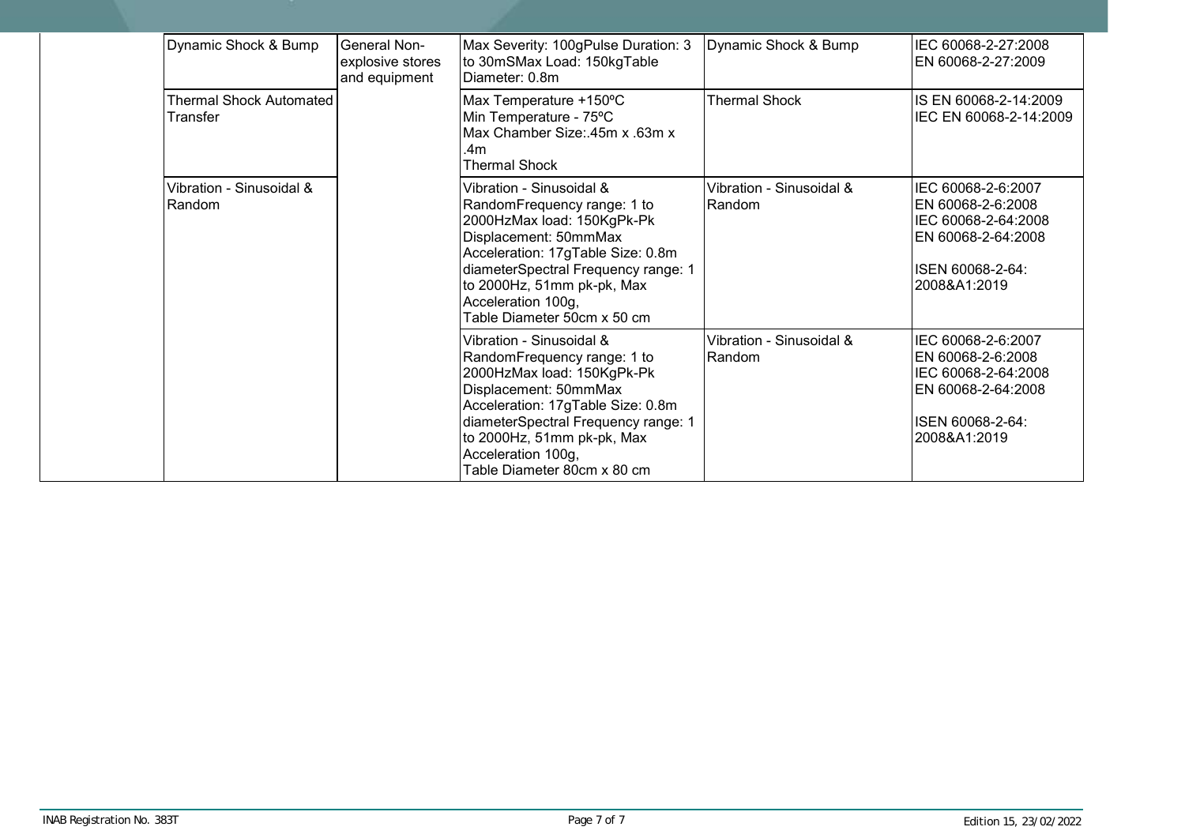| | | | | | |
|---|---|---|---|---|---|
| | Dynamic Shock & Bump | General Non-explosive stores and equipment | Max Severity: 100gPulse Duration: 3 to 30mSMax Load: 150kgTable Diameter: 0.8m | Dynamic Shock & Bump | IEC 60068-2-27:2008<br>EN 60068-2-27:2009 |
| | Thermal Shock Automated Transfer | | Max Temperature +150ºC<br>Min Temperature - 75ºC<br>Max Chamber Size:.45m x .63m x .4m<br>Thermal Shock | Thermal Shock | IS EN 60068-2-14:2009<br>IEC EN 60068-2-14:2009 |
| | Vibration - Sinusoidal & Random | | Vibration - Sinusoidal & RandomFrequency range: 1 to 2000HzMax load: 150KgPk-Pk Displacement: 50mmMax Acceleration: 17gTable Size: 0.8m diameterSpectral Frequency range: 1 to 2000Hz, 51mm pk-pk, Max Acceleration 100g,<br>Table Diameter 50cm x 50 cm | Vibration - Sinusoidal & Random | IEC 60068-2-6:2007<br>EN 60068-2-6:2008<br>IEC 60068-2-64:2008<br>EN 60068-2-64:2008<br><br>ISEN 60068-2-64: 2008&A1:2019 |
| | | | Vibration - Sinusoidal & RandomFrequency range: 1 to 2000HzMax load: 150KgPk-Pk Displacement: 50mmMax Acceleration: 17gTable Size: 0.8m diameterSpectral Frequency range: 1 to 2000Hz, 51mm pk-pk, Max Acceleration 100g,<br>Table Diameter 80cm x 80 cm | Vibration - Sinusoidal & Random | IEC 60068-2-6:2007<br>EN 60068-2-6:2008<br>IEC 60068-2-64:2008<br>EN 60068-2-64:2008<br><br>ISEN 60068-2-64: 2008&A1:2019 |